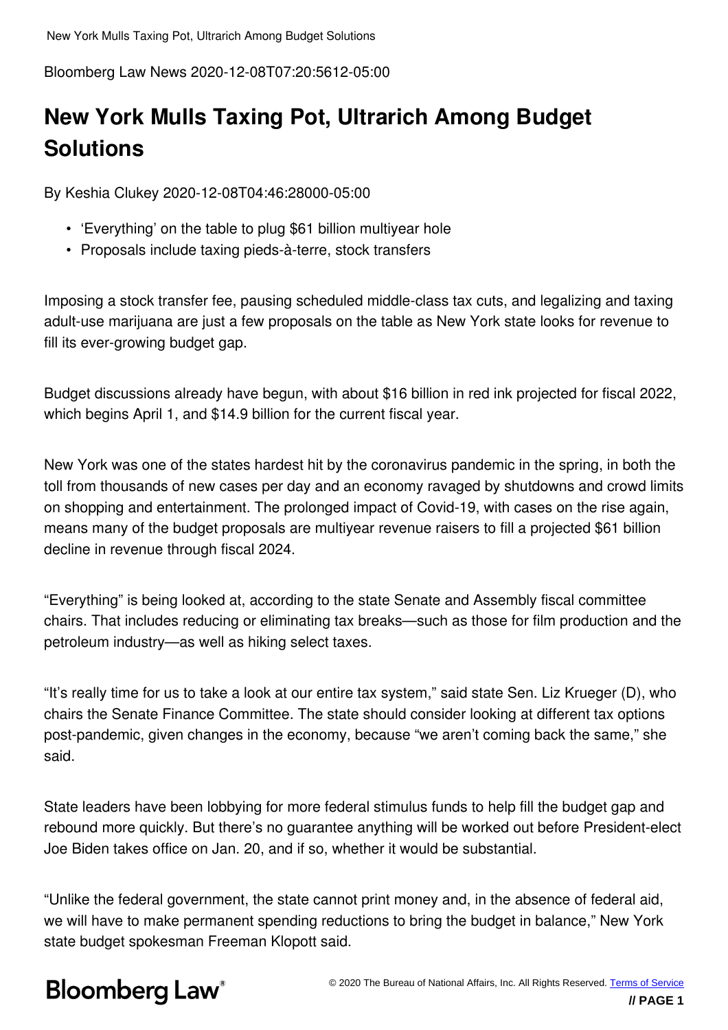Bloomberg Law News 2020-12-08T07:20:5612-05:00

# New York Mulls Taxing Pot, Ultrarich Among Budget Solutions

By Keshia Clukey 2020-12-08T04:46:28000-05:00

- 'Everything' on the table to plug $61 billion multiyear hole
- Proposals include taxing pieds-à-terre, stock transfers

Imposing a stock transfer fee, pausing scheduled middle-class tax cuts, and legalizing and taxing adult-use marijuana are just a few proposals on the table as New York state looks for revenue to fill its ever-growing budget gap.

Budget discussions already have begun, with about $16 billion in red ink projected for fiscal 2022, which begins April 1, and $14.9 billion for the current fiscal year.

New York was one of the states hardest hit by the coronavirus pandemic in the spring, in both the toll from thousands of new cases per day and an economy ravaged by shutdowns and crowd limits on shopping and entertainment. The prolonged impact of Covid-19, with cases on the rise again, means many of the budget proposals are multiyear revenue raisers to fill a projected $61 billion decline in revenue through fiscal 2024.

"Everything" is being looked at, according to the state Senate and Assembly fiscal committee chairs. That includes reducing or eliminating tax breaks—such as those for film production and the petroleum industry—as well as hiking select taxes.

"It's really time for us to take a look at our entire tax system," said state Sen. Liz Krueger (D), who chairs the Senate Finance Committee. The state should consider looking at different tax options post-pandemic, given changes in the economy, because "we aren't coming back the same," she said.

State leaders have been lobbying for more federal stimulus funds to help fill the budget gap and rebound more quickly. But there's no guarantee anything will be worked out before President-elect Joe Biden takes office on Jan. 20, and if so, whether it would be substantial.

"Unlike the federal government, the state cannot print money and, in the absence of federal aid, we will have to make permanent spending reductions to bring the budget in balance," New York state budget spokesman Freeman Klopott said.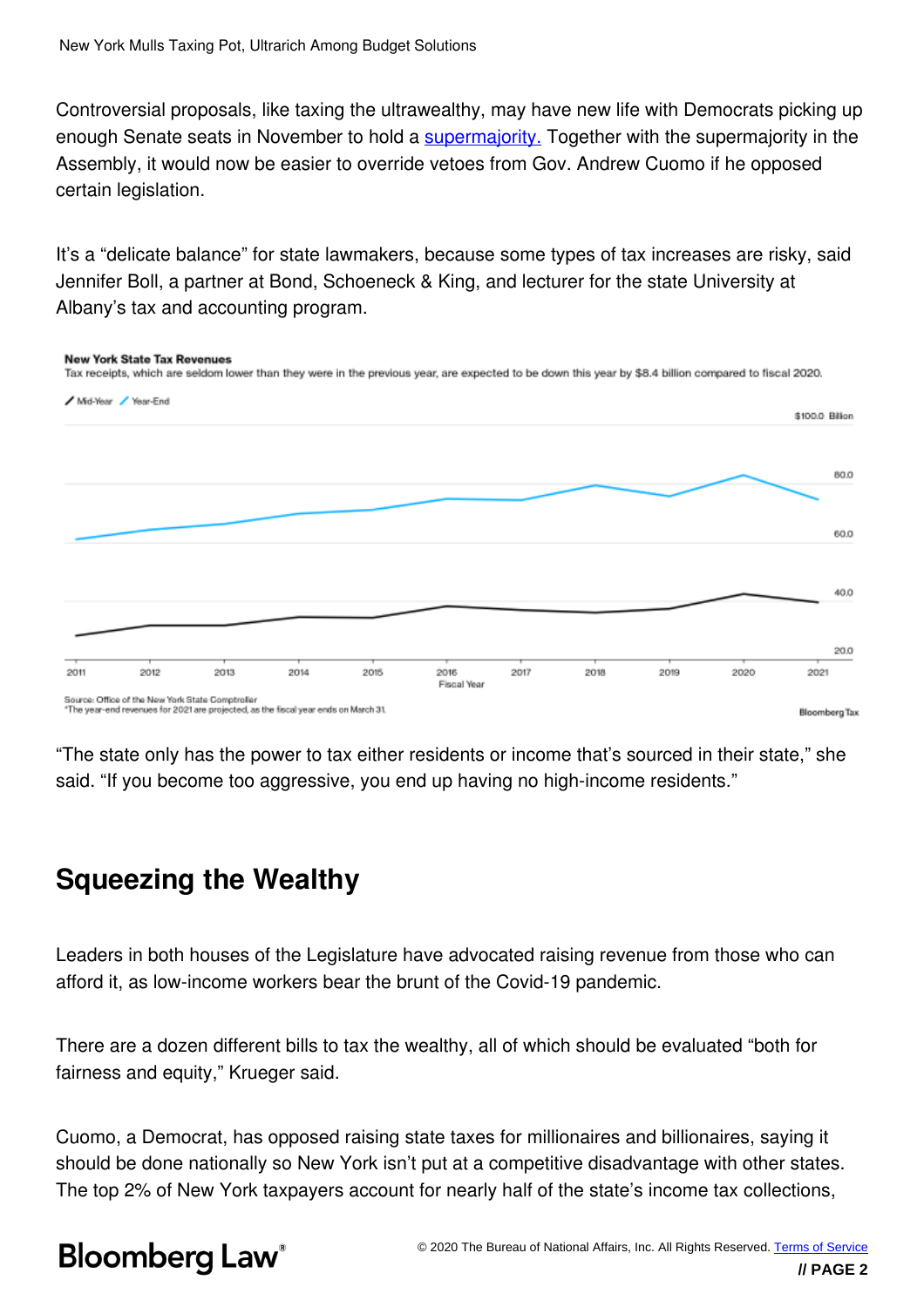Controversial proposals, like taxing the ultrawealthy, may have new life with Democrats picking up enough Senate seats in November to hold a supermajority. Together with the supermajority in the Assembly, it would now be easier to override vetoes from Gov. Andrew Cuomo if he opposed certain legislation.

It's a "delicate balance" for state lawmakers, because some types of tax increases are risky, said Jennifer Boll, a partner at Bond, Schoeneck & King, and lecturer for the state University at Albany's tax and accounting program.

**New York State Tax Revenues**

Tax receipts, which are seldom lower than they were in the previous year, are expected to be down this year by $8.4 billion compared to fiscal 2020.

Source: Office of the New York State Comptroller
*The year-end revenues for 2021 are projected, as the fiscal year ends on March 31.

"The state only has the power to tax either residents or income that's sourced in their state," she said. "If you become too aggressive, you end up having no high-income residents."

## Squeezing the Wealthy

Leaders in both houses of the Legislature have advocated raising revenue from those who can afford it, as low-income workers bear the brunt of the Covid-19 pandemic.

There are a dozen different bills to tax the wealthy, all of which should be evaluated "both for fairness and equity," Krueger said.

Cuomo, a Democrat, has opposed raising state taxes for millionaires and billionaires, saying it should be done nationally so New York isn't put at a competitive disadvantage with other states. The top 2% of New York taxpayers account for nearly half of the state's income tax collections,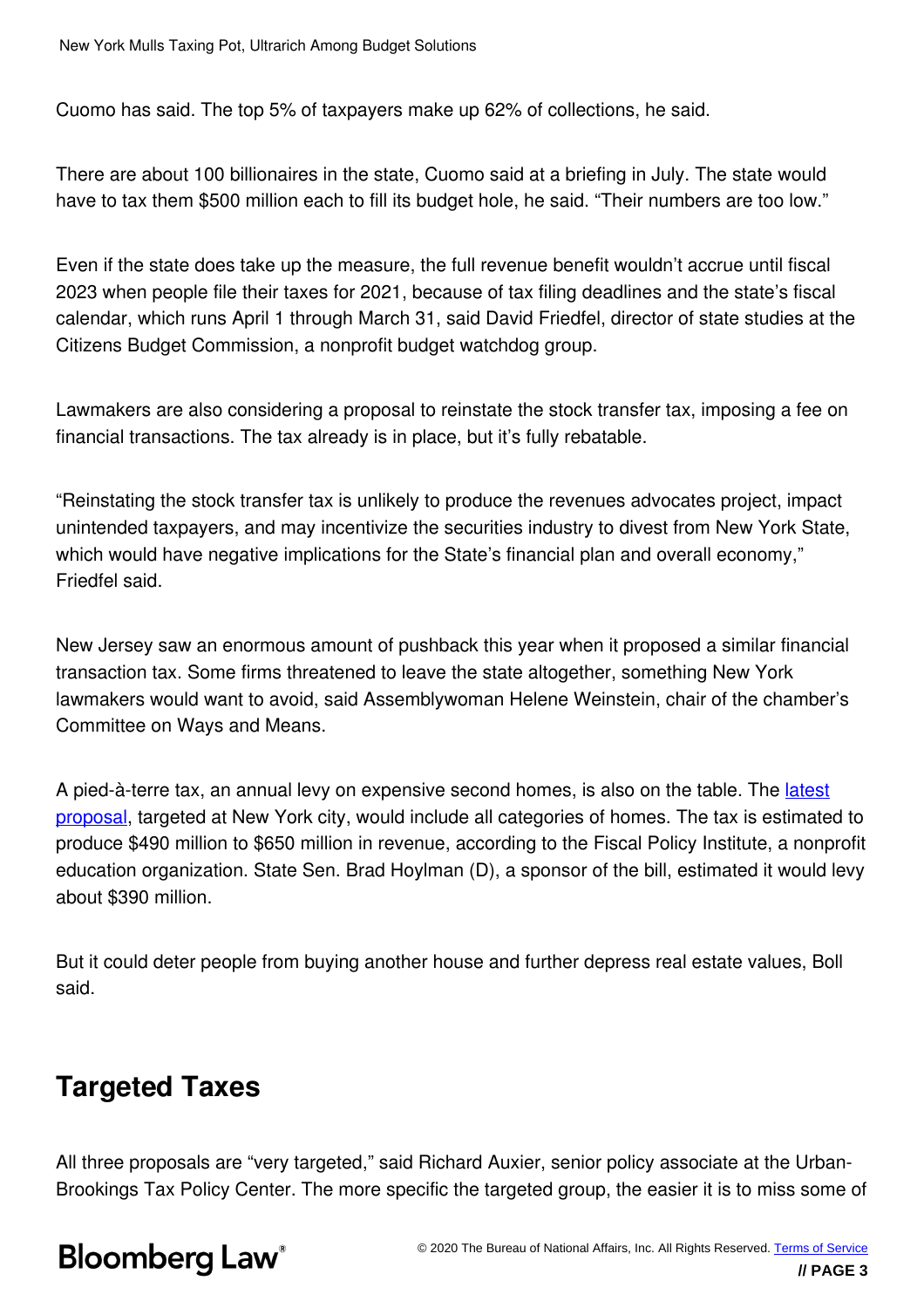Cuomo has said. The top 5% of taxpayers make up 62% of collections, he said.

There are about 100 billionaires in the state, Cuomo said at a briefing in July. The state would have to tax them $500 million each to fill its budget hole, he said. “Their numbers are too low.”

Even if the state does take up the measure, the full revenue benefit wouldn’t accrue until fiscal 2023 when people file their taxes for 2021, because of tax filing deadlines and the state’s fiscal calendar, which runs April 1 through March 31, said David Friedfel, director of state studies at the Citizens Budget Commission, a nonprofit budget watchdog group.

Lawmakers are also considering a proposal to reinstate the stock transfer tax, imposing a fee on financial transactions. The tax already is in place, but it’s fully rebatable.

“Reinstating the stock transfer tax is unlikely to produce the revenues advocates project, impact unintended taxpayers, and may incentivize the securities industry to divest from New York State, which would have negative implications for the State’s financial plan and overall economy,” Friedfel said.

New Jersey saw an enormous amount of pushback this year when it proposed a similar financial transaction tax. Some firms threatened to leave the state altogether, something New York lawmakers would want to avoid, said Assemblywoman Helene Weinstein, chair of the chamber’s Committee on Ways and Means.

A pied-à-terre tax, an annual levy on expensive second homes, is also on the table. The latest proposal, targeted at New York city, would include all categories of homes. The tax is estimated to produce $490 million to $650 million in revenue, according to the Fiscal Policy Institute, a nonprofit education organization. State Sen. Brad Hoylman (D), a sponsor of the bill, estimated it would levy about $390 million.

But it could deter people from buying another house and further depress real estate values, Boll said.

## Targeted Taxes

All three proposals are “very targeted,” said Richard Auxier, senior policy associate at the Urban-Brookings Tax Policy Center. The more specific the targeted group, the easier it is to miss some of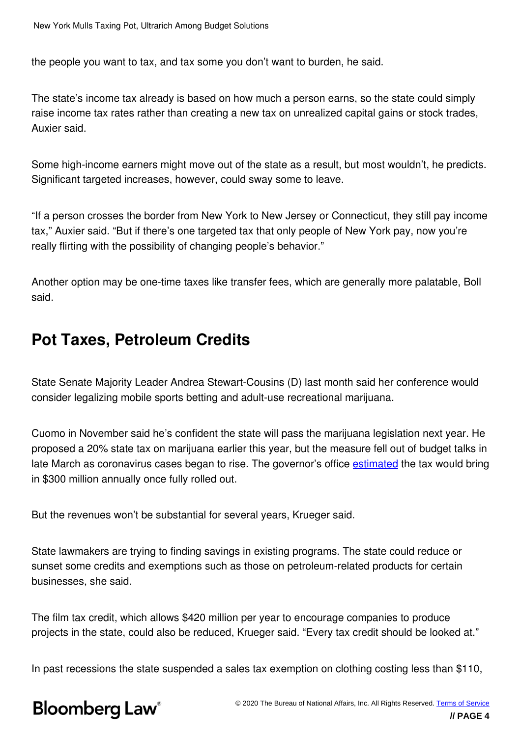the people you want to tax, and tax some you don't want to burden, he said.

The state's income tax already is based on how much a person earns, so the state could simply raise income tax rates rather than creating a new tax on unrealized capital gains or stock trades, Auxier said.

Some high-income earners might move out of the state as a result, but most wouldn't, he predicts. Significant targeted increases, however, could sway some to leave.

"If a person crosses the border from New York to New Jersey or Connecticut, they still pay income tax," Auxier said. "But if there's one targeted tax that only people of New York pay, now you're really flirting with the possibility of changing people's behavior."

Another option may be one-time taxes like transfer fees, which are generally more palatable, Boll said.

## Pot Taxes, Petroleum Credits

State Senate Majority Leader Andrea Stewart-Cousins (D) last month said her conference would consider legalizing mobile sports betting and adult-use recreational marijuana.

Cuomo in November said he's confident the state will pass the marijuana legislation next year. He proposed a 20% state tax on marijuana earlier this year, but the measure fell out of budget talks in late March as coronavirus cases began to rise. The governor's office estimated the tax would bring in $300 million annually once fully rolled out.

But the revenues won't be substantial for several years, Krueger said.

State lawmakers are trying to finding savings in existing programs. The state could reduce or sunset some credits and exemptions such as those on petroleum-related products for certain businesses, she said.

The film tax credit, which allows $420 million per year to encourage companies to produce projects in the state, could also be reduced, Krueger said. "Every tax credit should be looked at."

In past recessions the state suspended a sales tax exemption on clothing costing less than $110,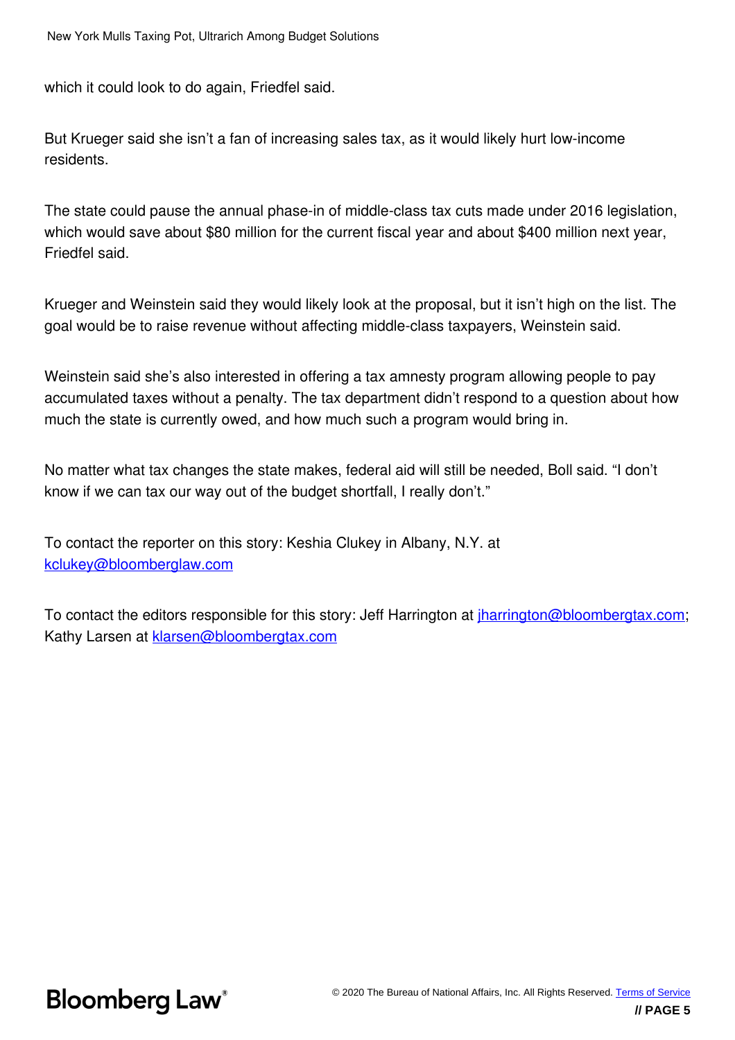which it could look to do again, Friedfel said.

But Krueger said she isn't a fan of increasing sales tax, as it would likely hurt low-income residents.

The state could pause the annual phase-in of middle-class tax cuts made under 2016 legislation, which would save about $80 million for the current fiscal year and about $400 million next year, Friedfel said.

Krueger and Weinstein said they would likely look at the proposal, but it isn't high on the list. The goal would be to raise revenue without affecting middle-class taxpayers, Weinstein said.

Weinstein said she's also interested in offering a tax amnesty program allowing people to pay accumulated taxes without a penalty. The tax department didn't respond to a question about how much the state is currently owed, and how much such a program would bring in.

No matter what tax changes the state makes, federal aid will still be needed, Boll said. "I don't know if we can tax our way out of the budget shortfall, I really don't."

To contact the reporter on this story: Keshia Clukey in Albany, N.Y. at kclukey@bloomberglaw.com

To contact the editors responsible for this story: Jeff Harrington at jharrington@bloombergtax.com; Kathy Larsen at klarsen@bloombergtax.com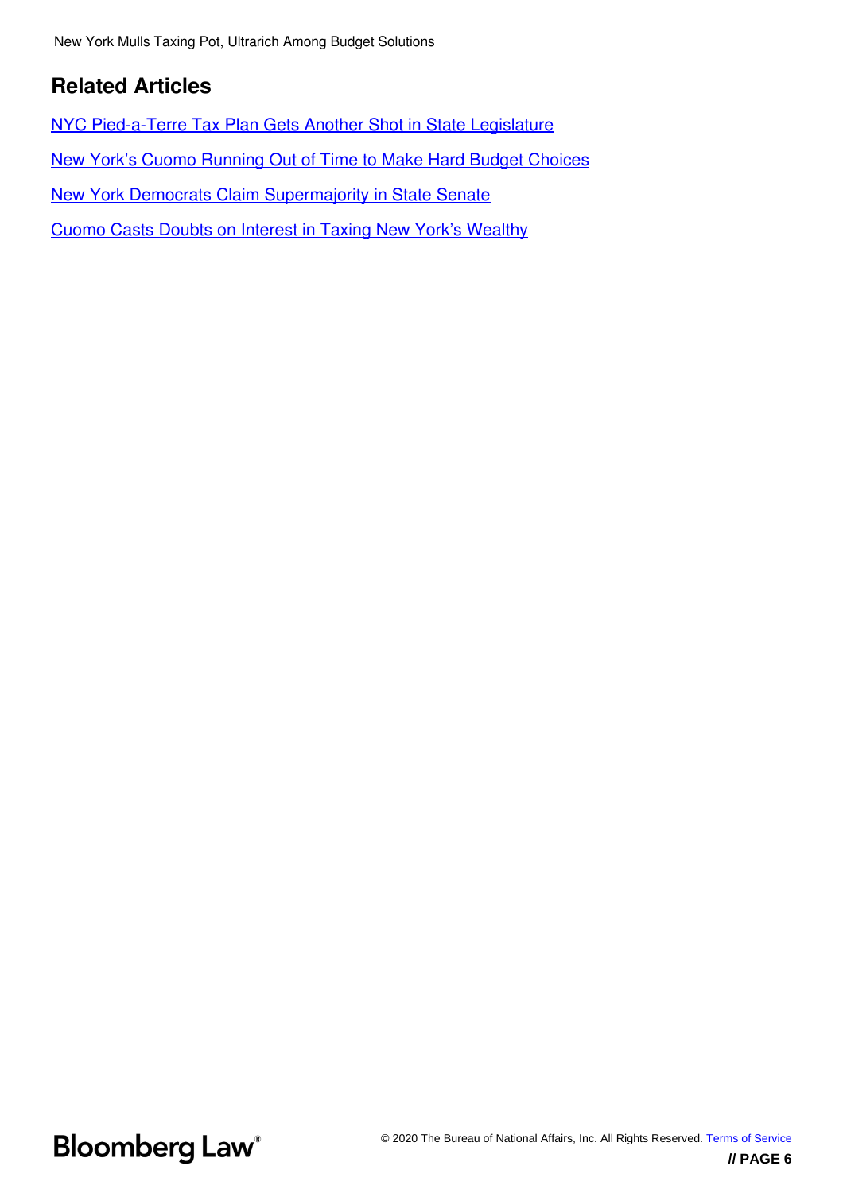## Related Articles

NYC Pied-a-Terre Tax Plan Gets Another Shot in State Legislature

New York's Cuomo Running Out of Time to Make Hard Budget Choices

New York Democrats Claim Supermajority in State Senate

Cuomo Casts Doubts on Interest in Taxing New York's Wealthy